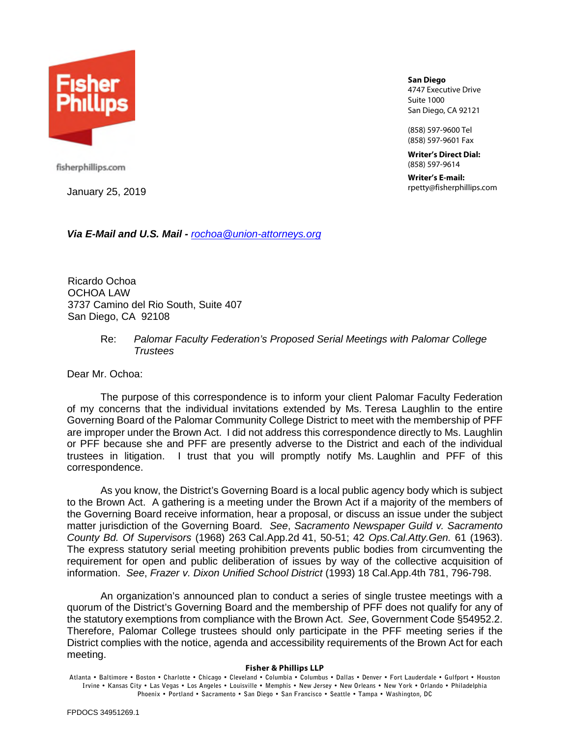**Fisher Phillips**

fisherphillips.com

**San Diego**
4747 Executive Drive
Suite 1000
San Diego, CA 92121

(858) 597-9600 Tel
(858) 597-9601 Fax

**Writer's Direct Dial:**
(858) 597-9614

**Writer's E-mail:**
rpetty@fisherphillips.com

January 25, 2019

***Via E-Mail and U.S. Mail -*** *rochoa@union-attorneys.org*

Ricardo Ochoa
OCHOA LAW
3737 Camino del Rio South, Suite 407
San Diego, CA 92108

Re: *Palomar Faculty Federation's Proposed Serial Meetings with Palomar College Trustees*

Dear Mr. Ochoa:

The purpose of this correspondence is to inform your client Palomar Faculty Federation of my concerns that the individual invitations extended by Ms. Teresa Laughlin to the entire Governing Board of the Palomar Community College District to meet with the membership of PFF are improper under the Brown Act. I did not address this correspondence directly to Ms. Laughlin or PFF because she and PFF are presently adverse to the District and each of the individual trustees in litigation. I trust that you will promptly notify Ms. Laughlin and PFF of this correspondence.

As you know, the District's Governing Board is a local public agency body which is subject to the Brown Act. A gathering is a meeting under the Brown Act if a majority of the members of the Governing Board receive information, hear a proposal, or discuss an issue under the subject matter jurisdiction of the Governing Board. *See*, *Sacramento Newspaper Guild v. Sacramento County Bd. Of Supervisors* (1968) 263 Cal.App.2d 41, 50-51; 42 *Ops.Cal.Atty.Gen.* 61 (1963). The express statutory serial meeting prohibition prevents public bodies from circumventing the requirement for open and public deliberation of issues by way of the collective acquisition of information. *See*, *Frazer v. Dixon Unified School District* (1993) 18 Cal.App.4th 781, 796-798.

An organization's announced plan to conduct a series of single trustee meetings with a quorum of the District's Governing Board and the membership of PFF does not qualify for any of the statutory exemptions from compliance with the Brown Act. *See*, Government Code §54952.2. Therefore, Palomar College trustees should only participate in the PFF meeting series if the District complies with the notice, agenda and accessibility requirements of the Brown Act for each meeting.

**Fisher & Phillips LLP**

Atlanta • Baltimore • Boston • Charlotte • Chicago • Cleveland • Columbia • Columbus • Dallas • Denver • Fort Lauderdale • Gulfport • Houston
Irvine • Kansas City • Las Vegas • Los Angeles • Louisville • Memphis • New Jersey • New Orleans • New York • Orlando • Philadelphia
Phoenix • Portland • Sacramento • San Diego • San Francisco • Seattle • Tampa • Washington, DC

FPDOCS 34951269.1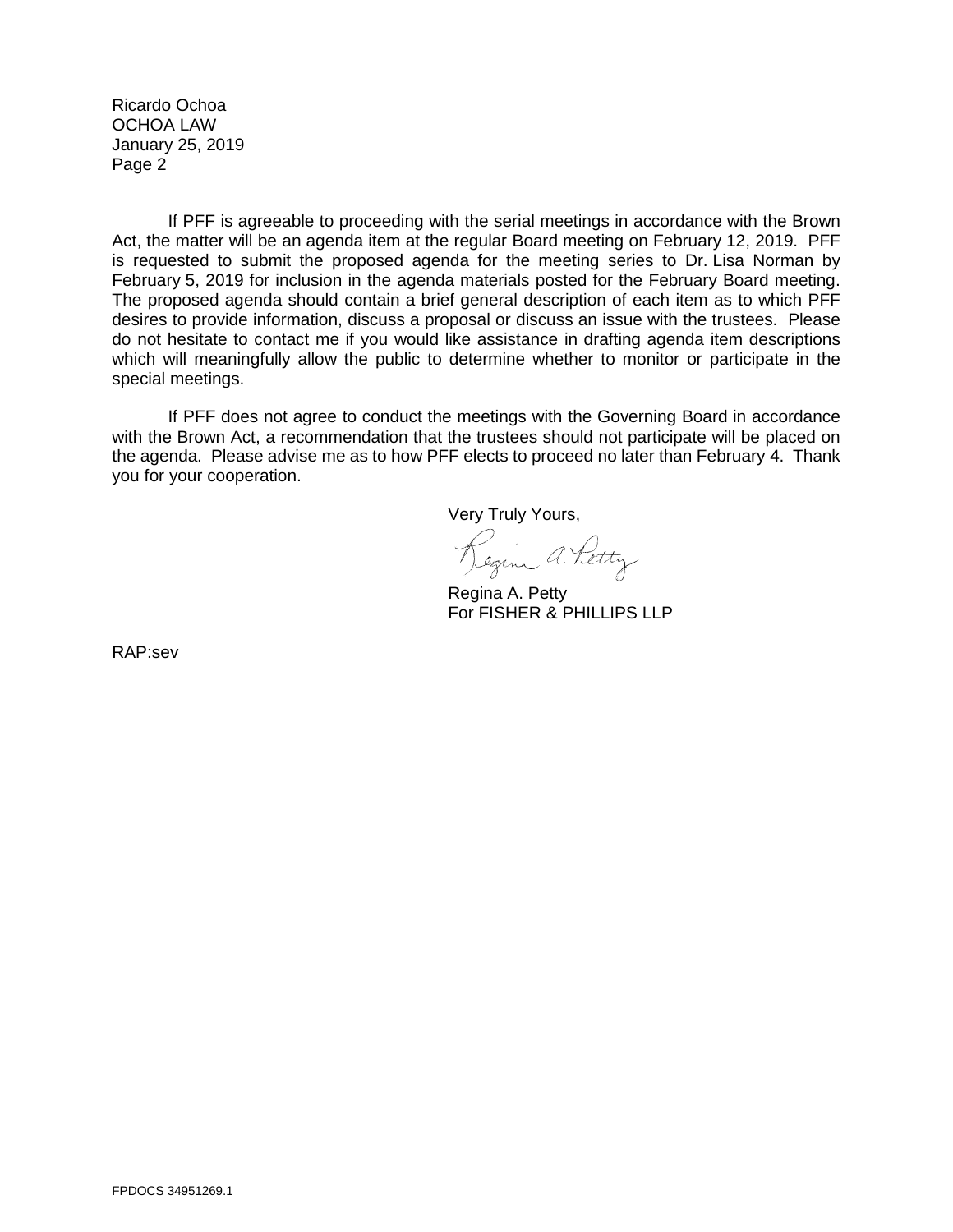Ricardo Ochoa
OCHOA LAW
January 25, 2019
Page 2

If PFF is agreeable to proceeding with the serial meetings in accordance with the Brown Act, the matter will be an agenda item at the regular Board meeting on February 12, 2019. PFF is requested to submit the proposed agenda for the meeting series to Dr. Lisa Norman by February 5, 2019 for inclusion in the agenda materials posted for the February Board meeting. The proposed agenda should contain a brief general description of each item as to which PFF desires to provide information, discuss a proposal or discuss an issue with the trustees. Please do not hesitate to contact me if you would like assistance in drafting agenda item descriptions which will meaningfully allow the public to determine whether to monitor or participate in the special meetings.

If PFF does not agree to conduct the meetings with the Governing Board in accordance with the Brown Act, a recommendation that the trustees should not participate will be placed on the agenda. Please advise me as to how PFF elects to proceed no later than February 4. Thank you for your cooperation.

Very Truly Yours,

Regina A. Petty

Regina A. Petty
For FISHER & PHILLIPS LLP

RAP:sev

FPDOCS 34951269.1